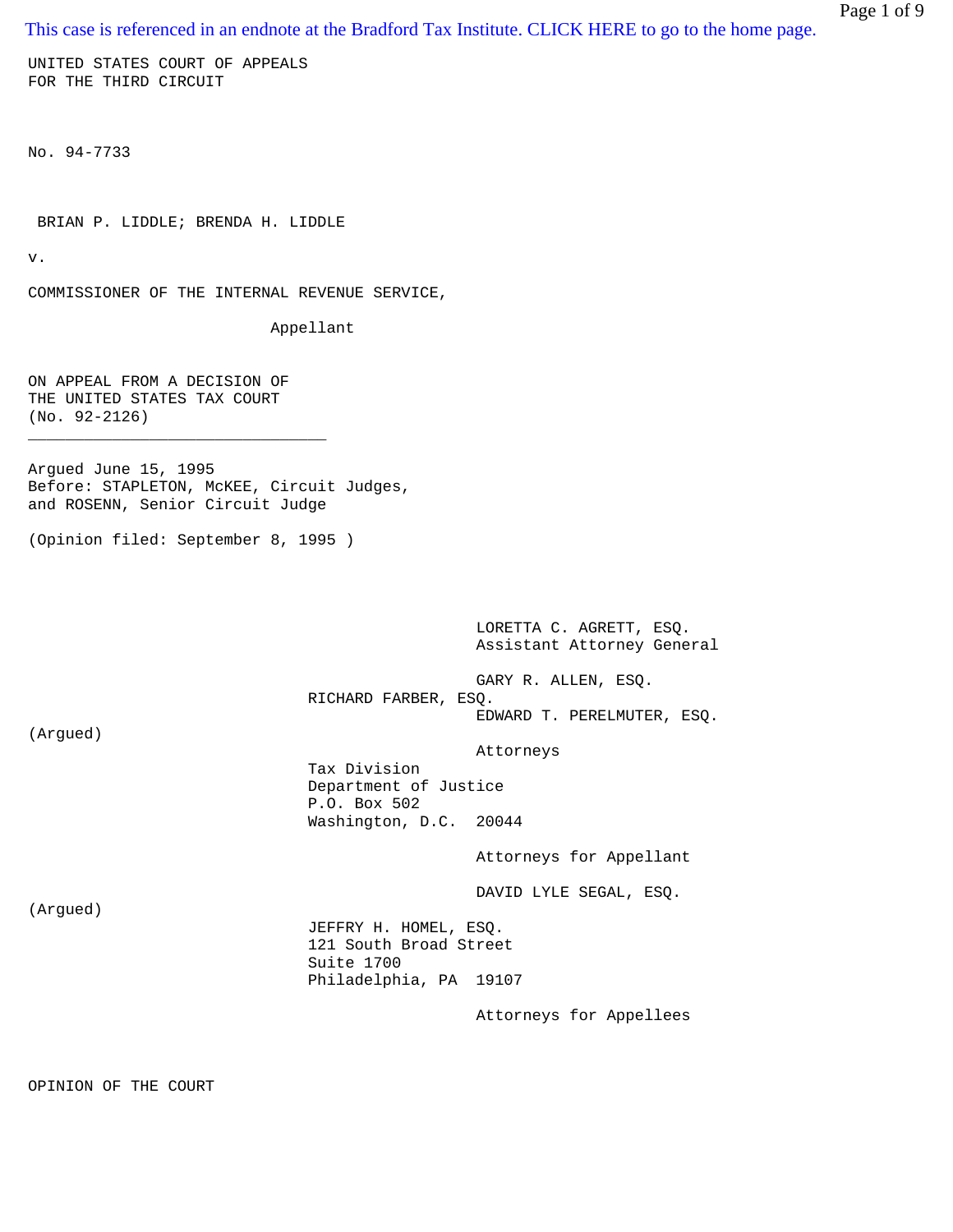This case is referenced in an endnote at the Bradford Tax Institute. CLICK HERE to go to the home page.

UNITED STATES COURT OF APPEALS
FOR THE THIRD CIRCUIT

No. 94-7733

BRIAN P. LIDDLE; BRENDA H. LIDDLE

v.

COMMISSIONER OF THE INTERNAL REVENUE SERVICE,

Appellant

ON APPEAL FROM A DECISION OF
THE UNITED STATES TAX COURT
(No. 92-2126)

---

Argued June 15, 1995
Before: STAPLETON, McKEE, Circuit Judges,
and ROSENN, Senior Circuit Judge

(Opinion filed: September 8, 1995 )

LORETTA C. AGRETT, ESQ.
Assistant Attorney General

GARY R. ALLEN, ESQ.
RICHARD FARBER, ESQ.
EDWARD T. PERELMUTER, ESQ. (Argued)
Attorneys
Tax Division
Department of Justice
P.O. Box 502
Washington, D.C. 20044

Attorneys for Appellant

DAVID LYLE SEGAL, ESQ. (Argued)
JEFFRY H. HOMEL, ESQ.
121 South Broad Street
Suite 1700
Philadelphia, PA 19107

Attorneys for Appellees

OPINION OF THE COURT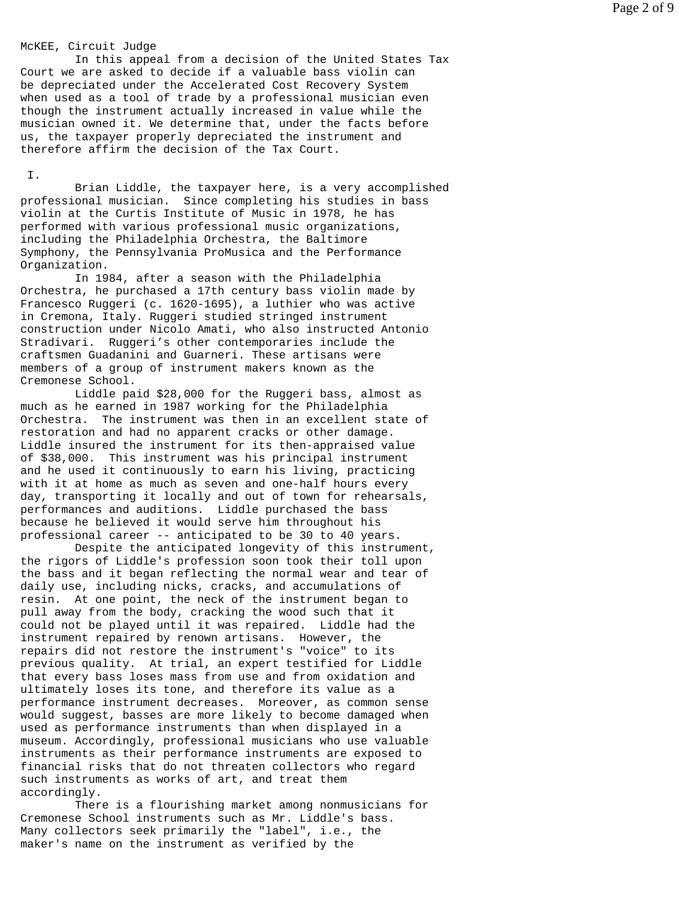McKEE, Circuit Judge

In this appeal from a decision of the United States Tax Court we are asked to decide if a valuable bass violin can be depreciated under the Accelerated Cost Recovery System when used as a tool of trade by a professional musician even though the instrument actually increased in value while the musician owned it. We determine that, under the facts before us, the taxpayer properly depreciated the instrument and therefore affirm the decision of the Tax Court.

I.

Brian Liddle, the taxpayer here, is a very accomplished professional musician. Since completing his studies in bass violin at the Curtis Institute of Music in 1978, he has performed with various professional music organizations, including the Philadelphia Orchestra, the Baltimore Symphony, the Pennsylvania ProMusica and the Performance Organization.

In 1984, after a season with the Philadelphia Orchestra, he purchased a 17th century bass violin made by Francesco Ruggeri (c. 1620-1695), a luthier who was active in Cremona, Italy. Ruggeri studied stringed instrument construction under Nicolo Amati, who also instructed Antonio Stradivari. Ruggeri's other contemporaries include the craftsmen Guadanini and Guarneri. These artisans were members of a group of instrument makers known as the Cremonese School.

Liddle paid $28,000 for the Ruggeri bass, almost as much as he earned in 1987 working for the Philadelphia Orchestra. The instrument was then in an excellent state of restoration and had no apparent cracks or other damage. Liddle insured the instrument for its then-appraised value of $38,000. This instrument was his principal instrument and he used it continuously to earn his living, practicing with it at home as much as seven and one-half hours every day, transporting it locally and out of town for rehearsals, performances and auditions. Liddle purchased the bass because he believed it would serve him throughout his professional career -- anticipated to be 30 to 40 years.

Despite the anticipated longevity of this instrument, the rigors of Liddle's profession soon took their toll upon the bass and it began reflecting the normal wear and tear of daily use, including nicks, cracks, and accumulations of resin. At one point, the neck of the instrument began to pull away from the body, cracking the wood such that it could not be played until it was repaired. Liddle had the instrument repaired by renown artisans. However, the repairs did not restore the instrument's "voice" to its previous quality. At trial, an expert testified for Liddle that every bass loses mass from use and from oxidation and ultimately loses its tone, and therefore its value as a performance instrument decreases. Moreover, as common sense would suggest, basses are more likely to become damaged when used as performance instruments than when displayed in a museum. Accordingly, professional musicians who use valuable instruments as their performance instruments are exposed to financial risks that do not threaten collectors who regard such instruments as works of art, and treat them accordingly.

There is a flourishing market among nonmusicians for Cremonese School instruments such as Mr. Liddle's bass. Many collectors seek primarily the "label", i.e., the maker's name on the instrument as verified by the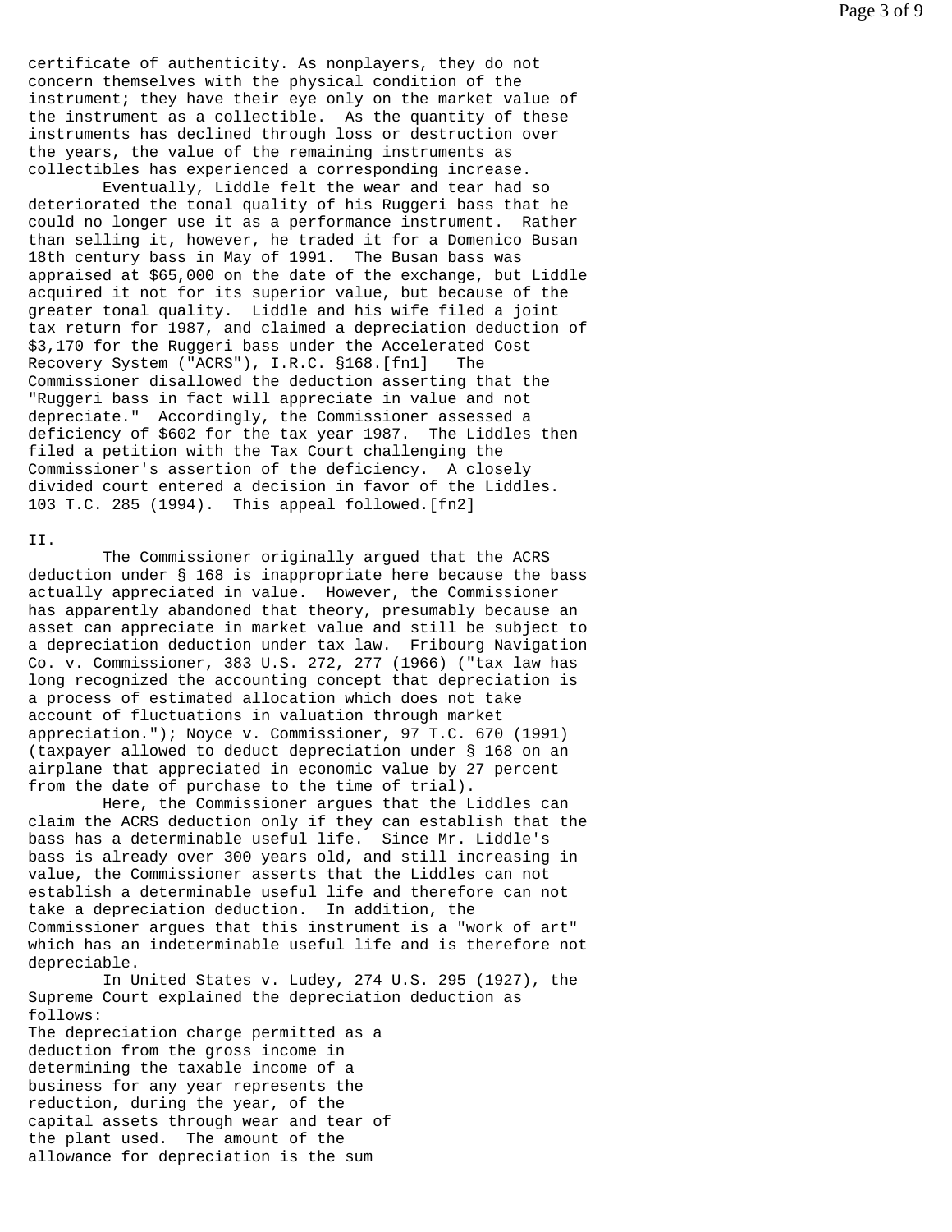certificate of authenticity. As nonplayers, they do not concern themselves with the physical condition of the instrument; they have their eye only on the market value of the instrument as a collectible. As the quantity of these instruments has declined through loss or destruction over the years, the value of the remaining instruments as collectibles has experienced a corresponding increase.

Eventually, Liddle felt the wear and tear had so deteriorated the tonal quality of his Ruggeri bass that he could no longer use it as a performance instrument. Rather than selling it, however, he traded it for a Domenico Busan 18th century bass in May of 1991. The Busan bass was appraised at $65,000 on the date of the exchange, but Liddle acquired it not for its superior value, but because of the greater tonal quality. Liddle and his wife filed a joint tax return for 1987, and claimed a depreciation deduction of $3,170 for the Ruggeri bass under the Accelerated Cost Recovery System ("ACRS"), I.R.C. §168.[fn1] The Commissioner disallowed the deduction asserting that the "Ruggeri bass in fact will appreciate in value and not depreciate." Accordingly, the Commissioner assessed a deficiency of $602 for the tax year 1987. The Liddles then filed a petition with the Tax Court challenging the Commissioner's assertion of the deficiency. A closely divided court entered a decision in favor of the Liddles. 103 T.C. 285 (1994). This appeal followed.[fn2]

II.

The Commissioner originally argued that the ACRS deduction under § 168 is inappropriate here because the bass actually appreciated in value. However, the Commissioner has apparently abandoned that theory, presumably because an asset can appreciate in market value and still be subject to a depreciation deduction under tax law. Fribourg Navigation Co. v. Commissioner, 383 U.S. 272, 277 (1966) ("tax law has long recognized the accounting concept that depreciation is a process of estimated allocation which does not take account of fluctuations in valuation through market appreciation."); Noyce v. Commissioner, 97 T.C. 670 (1991) (taxpayer allowed to deduct depreciation under § 168 on an airplane that appreciated in economic value by 27 percent from the date of purchase to the time of trial).

Here, the Commissioner argues that the Liddles can claim the ACRS deduction only if they can establish that the bass has a determinable useful life. Since Mr. Liddle's bass is already over 300 years old, and still increasing in value, the Commissioner asserts that the Liddles can not establish a determinable useful life and therefore can not take a depreciation deduction. In addition, the Commissioner argues that this instrument is a "work of art" which has an indeterminable useful life and is therefore not depreciable.

In United States v. Ludey, 274 U.S. 295 (1927), the Supreme Court explained the depreciation deduction as follows:

> The depreciation charge permitted as a deduction from the gross income in determining the taxable income of a business for any year represents the reduction, during the year, of the capital assets through wear and tear of the plant used. The amount of the allowance for depreciation is the sum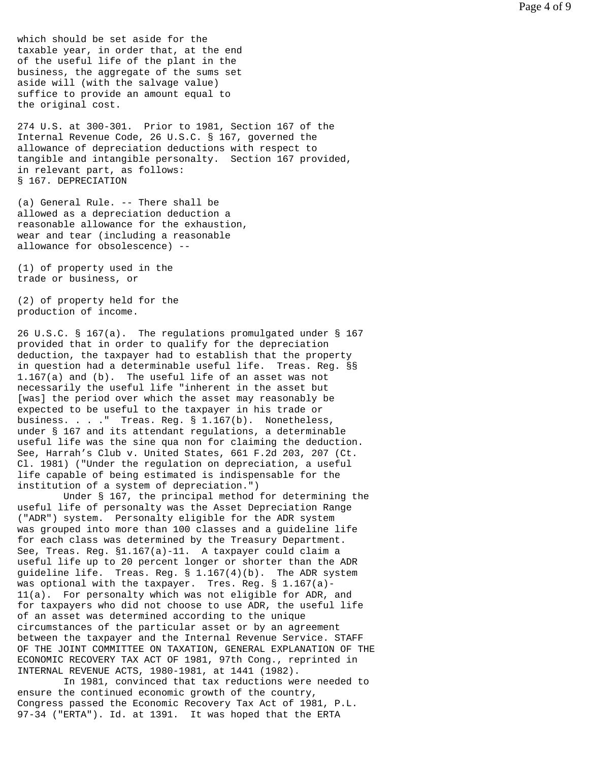which should be set aside for the taxable year, in order that, at the end of the useful life of the plant in the business, the aggregate of the sums set aside will (with the salvage value) suffice to provide an amount equal to the original cost.

274 U.S. at 300-301. Prior to 1981, Section 167 of the Internal Revenue Code, 26 U.S.C. § 167, governed the allowance of depreciation deductions with respect to tangible and intangible personalty. Section 167 provided, in relevant part, as follows:

§ 167. DEPRECIATION

(a) General Rule. -- There shall be allowed as a depreciation deduction a reasonable allowance for the exhaustion, wear and tear (including a reasonable allowance for obsolescence) --

(1) of property used in the trade or business, or

(2) of property held for the production of income.

26 U.S.C. § 167(a). The regulations promulgated under § 167 provided that in order to qualify for the depreciation deduction, the taxpayer had to establish that the property in question had a determinable useful life. Treas. Reg. §§ 1.167(a) and (b). The useful life of an asset was not necessarily the useful life "inherent in the asset but [was] the period over which the asset may reasonably be expected to be useful to the taxpayer in his trade or business. . . ." Treas. Reg. § 1.167(b). Nonetheless, under § 167 and its attendant regulations, a determinable useful life was the sine qua non for claiming the deduction. See, Harrah's Club v. United States, 661 F.2d 203, 207 (Ct. Cl. 1981) ("Under the regulation on depreciation, a useful life capable of being estimated is indispensable for the institution of a system of depreciation.")

Under § 167, the principal method for determining the useful life of personalty was the Asset Depreciation Range ("ADR") system. Personalty eligible for the ADR system was grouped into more than 100 classes and a guideline life for each class was determined by the Treasury Department. See, Treas. Reg. §1.167(a)-11. A taxpayer could claim a useful life up to 20 percent longer or shorter than the ADR guideline life. Treas. Reg. § 1.167(4)(b). The ADR system was optional with the taxpayer. Tres. Reg. § 1.167(a)-11(a). For personalty which was not eligible for ADR, and for taxpayers who did not choose to use ADR, the useful life of an asset was determined according to the unique circumstances of the particular asset or by an agreement between the taxpayer and the Internal Revenue Service. STAFF OF THE JOINT COMMITTEE ON TAXATION, GENERAL EXPLANATION OF THE ECONOMIC RECOVERY TAX ACT OF 1981, 97th Cong., reprinted in INTERNAL REVENUE ACTS, 1980-1981, at 1441 (1982).

In 1981, convinced that tax reductions were needed to ensure the continued economic growth of the country, Congress passed the Economic Recovery Tax Act of 1981, P.L. 97-34 ("ERTA"). Id. at 1391. It was hoped that the ERTA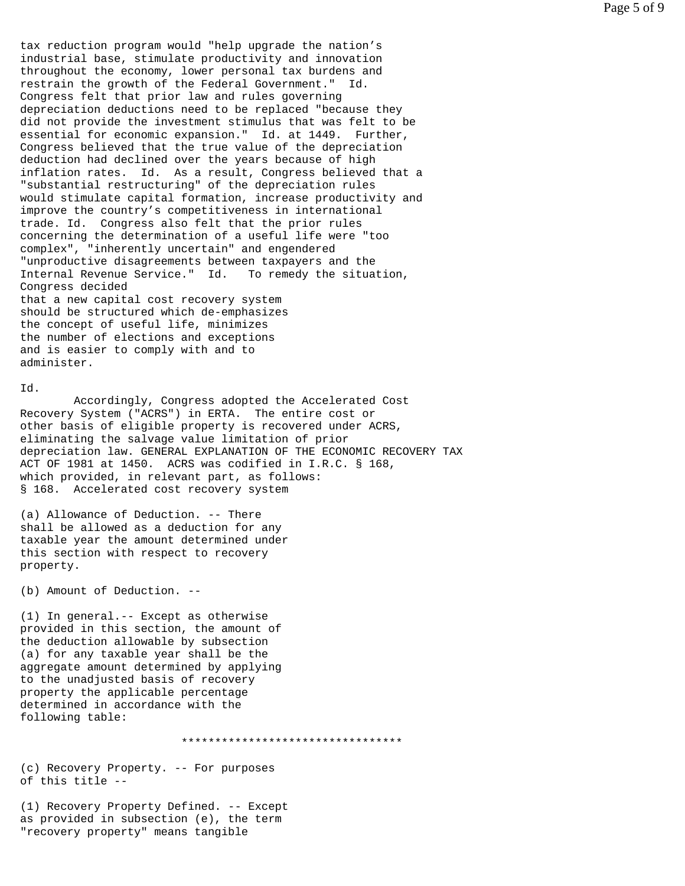tax reduction program would "help upgrade the nation's industrial base, stimulate productivity and innovation throughout the economy, lower personal tax burdens and restrain the growth of the Federal Government." Id. Congress felt that prior law and rules governing depreciation deductions need to be replaced "because they did not provide the investment stimulus that was felt to be essential for economic expansion." Id. at 1449. Further, Congress believed that the true value of the depreciation deduction had declined over the years because of high inflation rates. Id. As a result, Congress believed that a "substantial restructuring" of the depreciation rules would stimulate capital formation, increase productivity and improve the country's competitiveness in international trade. Id. Congress also felt that the prior rules concerning the determination of a useful life were "too complex", "inherently uncertain" and engendered "unproductive disagreements between taxpayers and the Internal Revenue Service." Id. To remedy the situation, Congress decided

> that a new capital cost recovery system should be structured which de-emphasizes the concept of useful life, minimizes the number of elections and exceptions and is easier to comply with and to administer.

Id.

Accordingly, Congress adopted the Accelerated Cost Recovery System ("ACRS") in ERTA. The entire cost or other basis of eligible property is recovered under ACRS, eliminating the salvage value limitation of prior depreciation law. GENERAL EXPLANATION OF THE ECONOMIC RECOVERY TAX ACT OF 1981 at 1450. ACRS was codified in I.R.C. § 168, which provided, in relevant part, as follows:

§ 168. Accelerated cost recovery system

(a) Allowance of Deduction. -- There shall be allowed as a deduction for any taxable year the amount determined under this section with respect to recovery property.

(b) Amount of Deduction. --

(1) In general.-- Except as otherwise provided in this section, the amount of the deduction allowable by subsection (a) for any taxable year shall be the aggregate amount determined by applying to the unadjusted basis of recovery property the applicable percentage determined in accordance with the following table:

*********************************

(c) Recovery Property. -- For purposes of this title --

(1) Recovery Property Defined. -- Except as provided in subsection (e), the term "recovery property" means tangible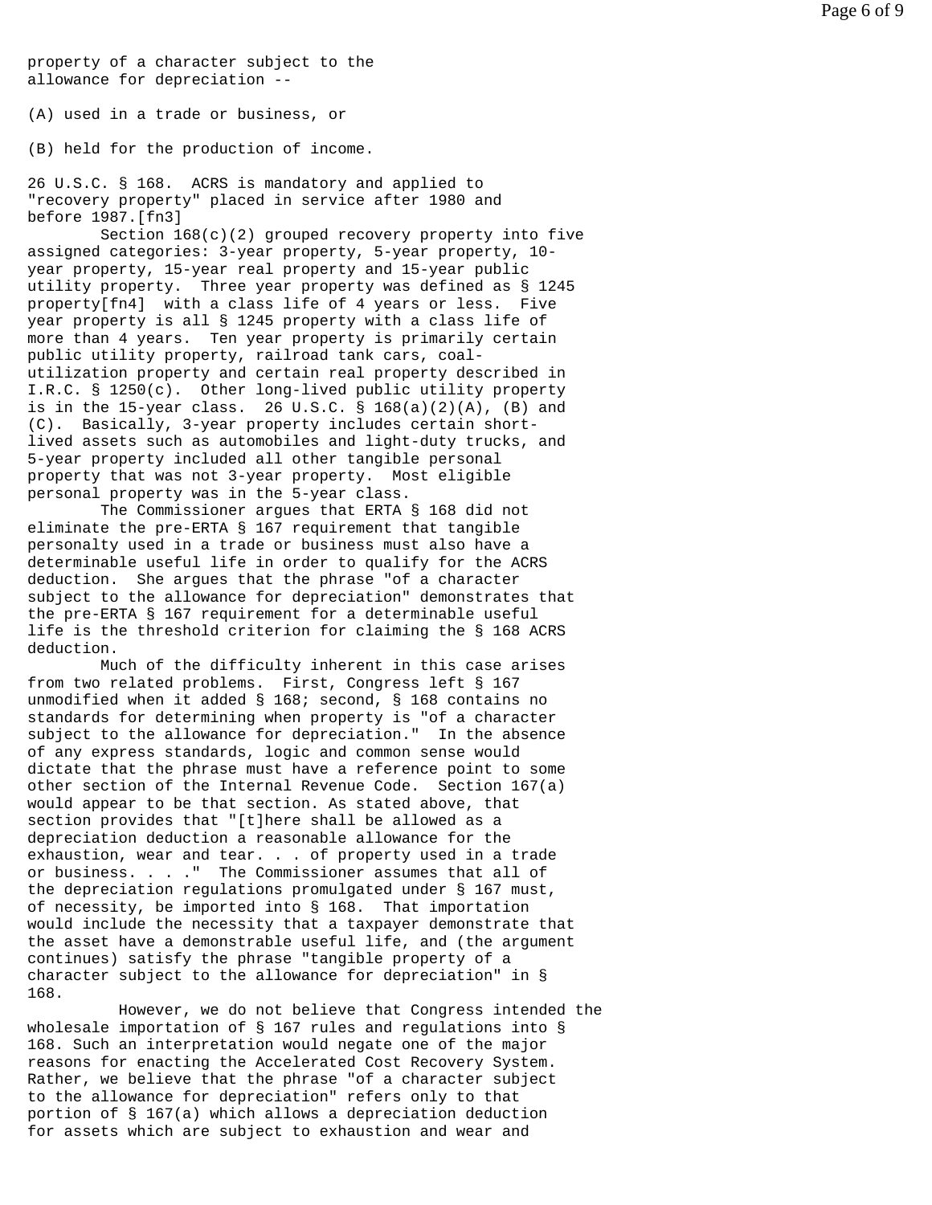property of a character subject to the allowance for depreciation --

(A) used in a trade or business, or

(B) held for the production of income.

26 U.S.C. § 168. ACRS is mandatory and applied to "recovery property" placed in service after 1980 and before 1987.[fn3]

Section 168(c)(2) grouped recovery property into five assigned categories: 3-year property, 5-year property, 10-year property, 15-year real property and 15-year public utility property. Three year property was defined as § 1245 property[fn4] with a class life of 4 years or less. Five year property is all § 1245 property with a class life of more than 4 years. Ten year property is primarily certain public utility property, railroad tank cars, coal-utilization property and certain real property described in I.R.C. § 1250(c). Other long-lived public utility property is in the 15-year class. 26 U.S.C. § 168(a)(2)(A), (B) and (C). Basically, 3-year property includes certain short-lived assets such as automobiles and light-duty trucks, and 5-year property included all other tangible personal property that was not 3-year property. Most eligible personal property was in the 5-year class.

The Commissioner argues that ERTA § 168 did not eliminate the pre-ERTA § 167 requirement that tangible personalty used in a trade or business must also have a determinable useful life in order to qualify for the ACRS deduction. She argues that the phrase "of a character subject to the allowance for depreciation" demonstrates that the pre-ERTA § 167 requirement for a determinable useful life is the threshold criterion for claiming the § 168 ACRS deduction.

Much of the difficulty inherent in this case arises from two related problems. First, Congress left § 167 unmodified when it added § 168; second, § 168 contains no standards for determining when property is "of a character subject to the allowance for depreciation." In the absence of any express standards, logic and common sense would dictate that the phrase must have a reference point to some other section of the Internal Revenue Code. Section 167(a) would appear to be that section. As stated above, that section provides that "[t]here shall be allowed as a depreciation deduction a reasonable allowance for the exhaustion, wear and tear. . . of property used in a trade or business. . . ." The Commissioner assumes that all of the depreciation regulations promulgated under § 167 must, of necessity, be imported into § 168. That importation would include the necessity that a taxpayer demonstrate that the asset have a demonstrable useful life, and (the argument continues) satisfy the phrase "tangible property of a character subject to the allowance for depreciation" in § 168.

However, we do not believe that Congress intended the wholesale importation of § 167 rules and regulations into § 168. Such an interpretation would negate one of the major reasons for enacting the Accelerated Cost Recovery System. Rather, we believe that the phrase "of a character subject to the allowance for depreciation" refers only to that portion of § 167(a) which allows a depreciation deduction for assets which are subject to exhaustion and wear and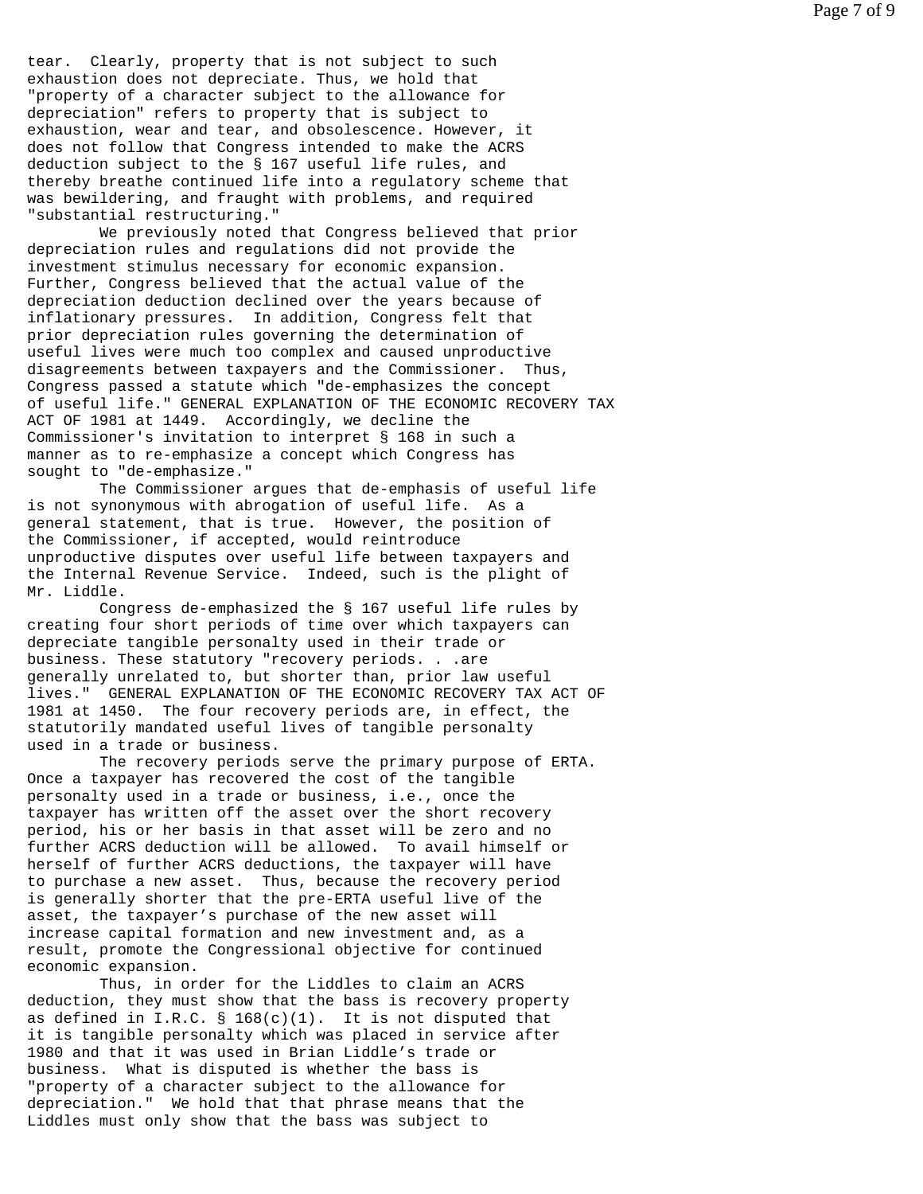tear. Clearly, property that is not subject to such exhaustion does not depreciate. Thus, we hold that "property of a character subject to the allowance for depreciation" refers to property that is subject to exhaustion, wear and tear, and obsolescence. However, it does not follow that Congress intended to make the ACRS deduction subject to the § 167 useful life rules, and thereby breathe continued life into a regulatory scheme that was bewildering, and fraught with problems, and required "substantial restructuring."

We previously noted that Congress believed that prior depreciation rules and regulations did not provide the investment stimulus necessary for economic expansion. Further, Congress believed that the actual value of the depreciation deduction declined over the years because of inflationary pressures. In addition, Congress felt that prior depreciation rules governing the determination of useful lives were much too complex and caused unproductive disagreements between taxpayers and the Commissioner. Thus, Congress passed a statute which "de-emphasizes the concept of useful life." GENERAL EXPLANATION OF THE ECONOMIC RECOVERY TAX ACT OF 1981 at 1449. Accordingly, we decline the Commissioner's invitation to interpret § 168 in such a manner as to re-emphasize a concept which Congress has sought to "de-emphasize."

The Commissioner argues that de-emphasis of useful life is not synonymous with abrogation of useful life. As a general statement, that is true. However, the position of the Commissioner, if accepted, would reintroduce unproductive disputes over useful life between taxpayers and the Internal Revenue Service. Indeed, such is the plight of Mr. Liddle.

Congress de-emphasized the § 167 useful life rules by creating four short periods of time over which taxpayers can depreciate tangible personalty used in their trade or business. These statutory "recovery periods. . .are generally unrelated to, but shorter than, prior law useful lives." GENERAL EXPLANATION OF THE ECONOMIC RECOVERY TAX ACT OF 1981 at 1450. The four recovery periods are, in effect, the statutorily mandated useful lives of tangible personalty used in a trade or business.

The recovery periods serve the primary purpose of ERTA. Once a taxpayer has recovered the cost of the tangible personalty used in a trade or business, i.e., once the taxpayer has written off the asset over the short recovery period, his or her basis in that asset will be zero and no further ACRS deduction will be allowed. To avail himself or herself of further ACRS deductions, the taxpayer will have to purchase a new asset. Thus, because the recovery period is generally shorter that the pre-ERTA useful live of the asset, the taxpayer's purchase of the new asset will increase capital formation and new investment and, as a result, promote the Congressional objective for continued economic expansion.

Thus, in order for the Liddles to claim an ACRS deduction, they must show that the bass is recovery property as defined in I.R.C. § 168(c)(1). It is not disputed that it is tangible personalty which was placed in service after 1980 and that it was used in Brian Liddle's trade or business. What is disputed is whether the bass is "property of a character subject to the allowance for depreciation." We hold that that phrase means that the Liddles must only show that the bass was subject to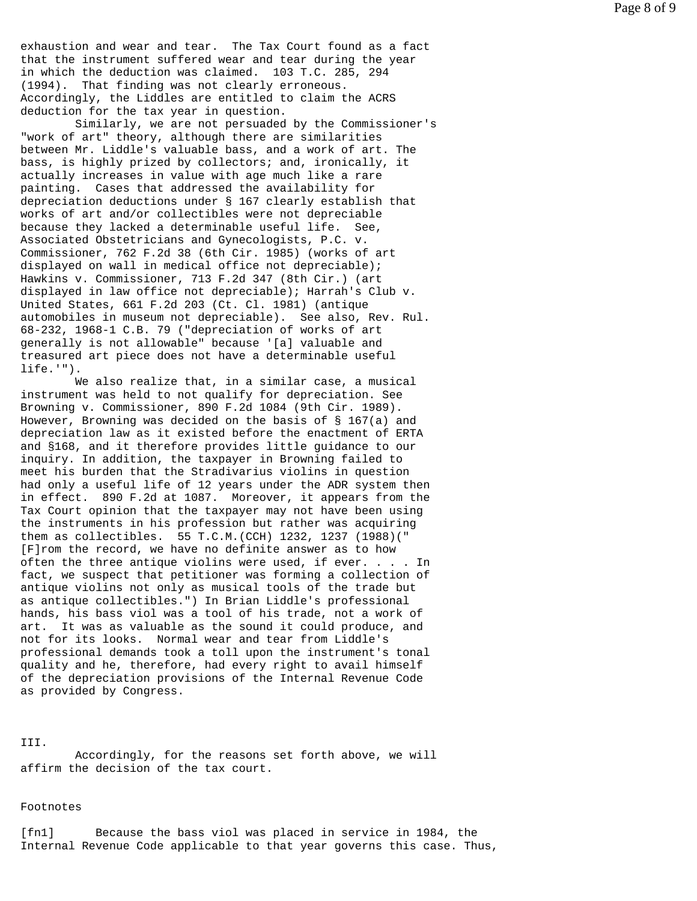exhaustion and wear and tear. The Tax Court found as a fact that the instrument suffered wear and tear during the year in which the deduction was claimed. 103 T.C. 285, 294 (1994). That finding was not clearly erroneous. Accordingly, the Liddles are entitled to claim the ACRS deduction for the tax year in question.

Similarly, we are not persuaded by the Commissioner's "work of art" theory, although there are similarities between Mr. Liddle's valuable bass, and a work of art. The bass, is highly prized by collectors; and, ironically, it actually increases in value with age much like a rare painting. Cases that addressed the availability for depreciation deductions under § 167 clearly establish that works of art and/or collectibles were not depreciable because they lacked a determinable useful life. See, Associated Obstetricians and Gynecologists, P.C. v. Commissioner, 762 F.2d 38 (6th Cir. 1985) (works of art displayed on wall in medical office not depreciable); Hawkins v. Commissioner, 713 F.2d 347 (8th Cir.) (art displayed in law office not depreciable); Harrah's Club v. United States, 661 F.2d 203 (Ct. Cl. 1981) (antique automobiles in museum not depreciable). See also, Rev. Rul. 68-232, 1968-1 C.B. 79 ("depreciation of works of art generally is not allowable" because '[a] valuable and treasured art piece does not have a determinable useful life.'").

We also realize that, in a similar case, a musical instrument was held to not qualify for depreciation. See Browning v. Commissioner, 890 F.2d 1084 (9th Cir. 1989). However, Browning was decided on the basis of § 167(a) and depreciation law as it existed before the enactment of ERTA and §168, and it therefore provides little guidance to our inquiry. In addition, the taxpayer in Browning failed to meet his burden that the Stradivarius violins in question had only a useful life of 12 years under the ADR system then in effect. 890 F.2d at 1087. Moreover, it appears from the Tax Court opinion that the taxpayer may not have been using the instruments in his profession but rather was acquiring them as collectibles. 55 T.C.M.(CCH) 1232, 1237 (1988)("[F]rom the record, we have no definite answer as to how often the three antique violins were used, if ever. . . . In fact, we suspect that petitioner was forming a collection of antique violins not only as musical tools of the trade but as antique collectibles.") In Brian Liddle's professional hands, his bass viol was a tool of his trade, not a work of art. It was as valuable as the sound it could produce, and not for its looks. Normal wear and tear from Liddle's professional demands took a toll upon the instrument's tonal quality and he, therefore, had every right to avail himself of the depreciation provisions of the Internal Revenue Code as provided by Congress.

III.

Accordingly, for the reasons set forth above, we will affirm the decision of the tax court.

Footnotes

[fn1] Because the bass viol was placed in service in 1984, the Internal Revenue Code applicable to that year governs this case. Thus,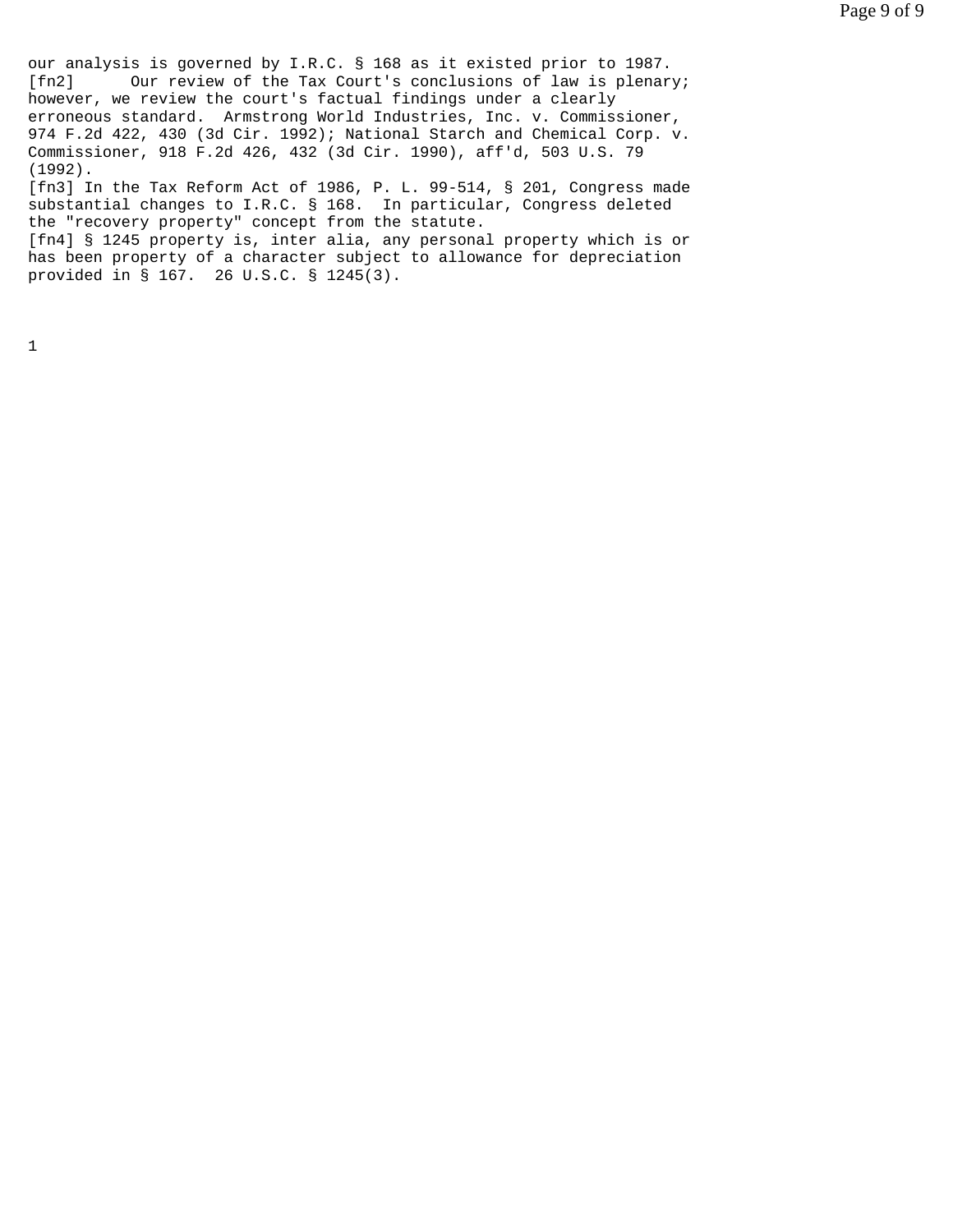our analysis is governed by I.R.C. § 168 as it existed prior to 1987.

[fn2] Our review of the Tax Court's conclusions of law is plenary; however, we review the court's factual findings under a clearly erroneous standard. Armstrong World Industries, Inc. v. Commissioner, 974 F.2d 422, 430 (3d Cir. 1992); National Starch and Chemical Corp. v. Commissioner, 918 F.2d 426, 432 (3d Cir. 1990), aff'd, 503 U.S. 79 (1992).

[fn3] In the Tax Reform Act of 1986, P. L. 99-514, § 201, Congress made substantial changes to I.R.C. § 168. In particular, Congress deleted the "recovery property" concept from the statute.

[fn4] § 1245 property is, inter alia, any personal property which is or has been property of a character subject to allowance for depreciation provided in § 167. 26 U.S.C. § 1245(3).